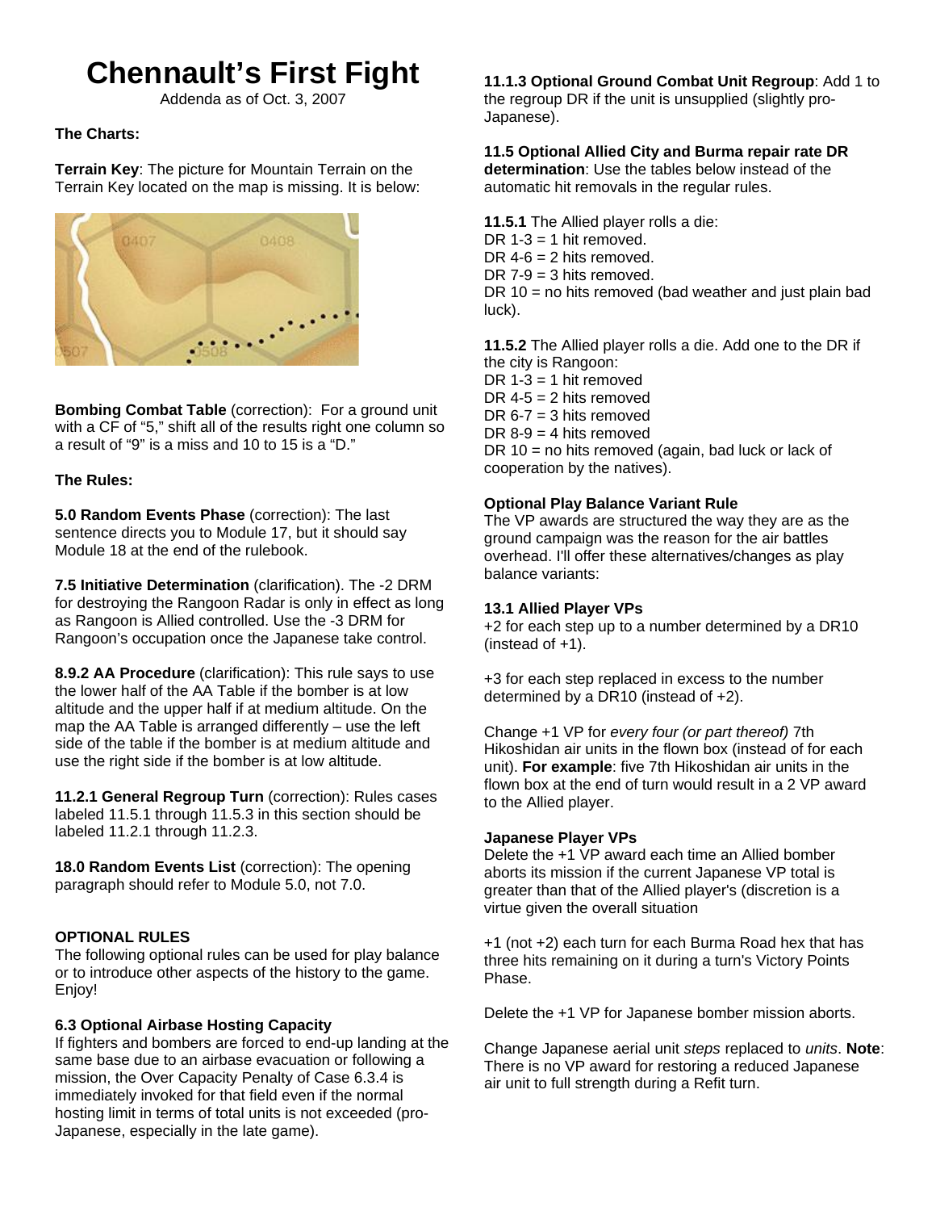# Chennault's First Fight

Addenda as of Oct. 3, 2007

**The Charts:**

**Terrain Key**: The picture for Mountain Terrain on the Terrain Key located on the map is missing. It is below:

**Bombing Combat Table** (correction): For a ground unit with a CF of "5," shift all of the results right one column so a result of "9" is a miss and 10 to 15 is a "D."

**The Rules:**

**5.0 Random Events Phase** (correction): The last sentence directs you to Module 17, but it should say Module 18 at the end of the rulebook.

**7.5 Initiative Determination** (clarification). The -2 DRM for destroying the Rangoon Radar is only in effect as long as Rangoon is Allied controlled. Use the -3 DRM for Rangoon's occupation once the Japanese take control.

**8.9.2 AA Procedure** (clarification): This rule says to use the lower half of the AA Table if the bomber is at low altitude and the upper half if at medium altitude. On the map the AA Table is arranged differently – use the left side of the table if the bomber is at medium altitude and use the right side if the bomber is at low altitude.

**11.2.1 General Regroup Turn** (correction): Rules cases labeled 11.5.1 through 11.5.3 in this section should be labeled 11.2.1 through 11.2.3.

**18.0 Random Events List** (correction): The opening paragraph should refer to Module 5.0, not 7.0.

**OPTIONAL RULES**

The following optional rules can be used for play balance or to introduce other aspects of the history to the game. Enjoy!

**6.3 Optional Airbase Hosting Capacity**

If fighters and bombers are forced to end-up landing at the same base due to an airbase evacuation or following a mission, the Over Capacity Penalty of Case 6.3.4 is immediately invoked for that field even if the normal hosting limit in terms of total units is not exceeded (pro-Japanese, especially in the late game).

**11.1.3 Optional Ground Combat Unit Regroup**: Add 1 to the regroup DR if the unit is unsupplied (slightly pro-Japanese).

**11.5 Optional Allied City and Burma repair rate DR determination**: Use the tables below instead of the automatic hit removals in the regular rules.

**11.5.1** The Allied player rolls a die:
DR 1-3 = 1 hit removed.
DR 4-6 = 2 hits removed.
DR 7-9 = 3 hits removed.
DR 10 = no hits removed (bad weather and just plain bad luck).

**11.5.2** The Allied player rolls a die. Add one to the DR if the city is Rangoon:
DR 1-3 = 1 hit removed
DR 4-5 = 2 hits removed
DR 6-7 = 3 hits removed
DR 8-9 = 4 hits removed
DR 10 = no hits removed (again, bad luck or lack of cooperation by the natives).

**Optional Play Balance Variant Rule**

The VP awards are structured the way they are as the ground campaign was the reason for the air battles overhead. I'll offer these alternatives/changes as play balance variants:

**13.1 Allied Player VPs**

+2 for each step up to a number determined by a DR10 (instead of +1).

+3 for each step replaced in excess to the number determined by a DR10 (instead of +2).

Change +1 VP for *every four (or part thereof)* 7th Hikoshidan air units in the flown box (instead of for each unit). **For example**: five 7th Hikoshidan air units in the flown box at the end of turn would result in a 2 VP award to the Allied player.

**Japanese Player VPs**

Delete the +1 VP award each time an Allied bomber aborts its mission if the current Japanese VP total is greater than that of the Allied player's (discretion is a virtue given the overall situation

+1 (not +2) each turn for each Burma Road hex that has three hits remaining on it during a turn's Victory Points Phase.

Delete the +1 VP for Japanese bomber mission aborts.

Change Japanese aerial unit *steps* replaced to *units*. **Note**: There is no VP award for restoring a reduced Japanese air unit to full strength during a Refit turn.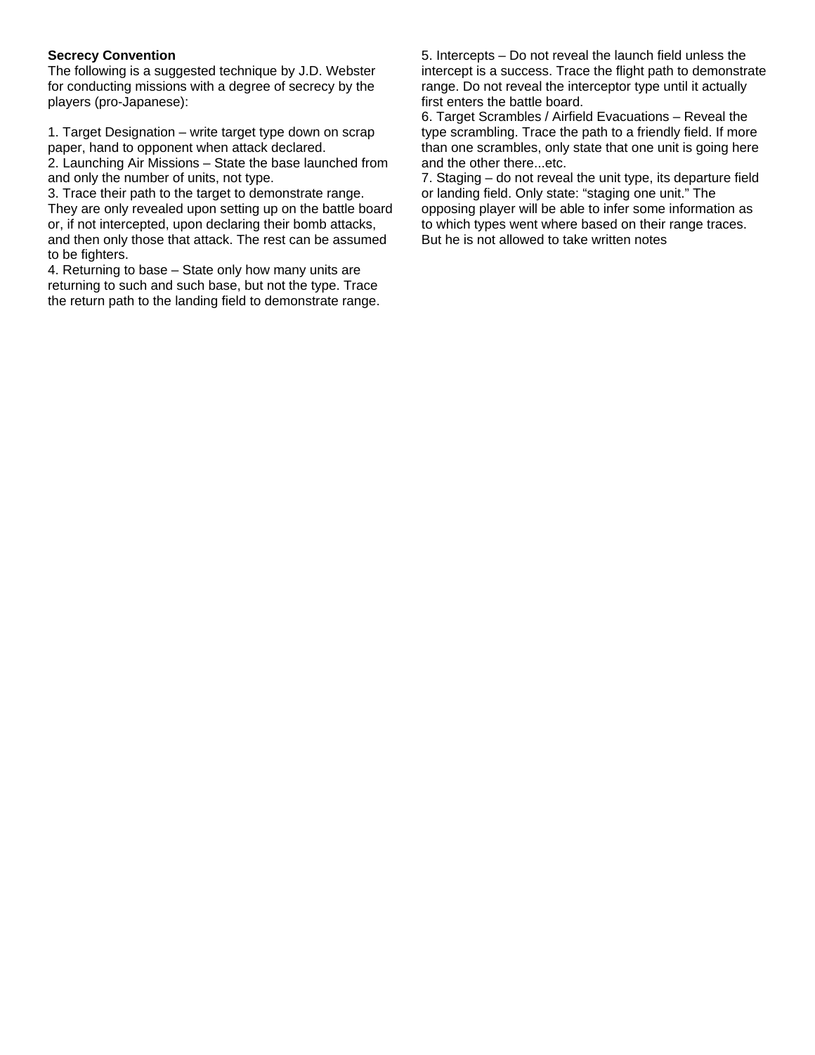**Secrecy Convention**

The following is a suggested technique by J.D. Webster for conducting missions with a degree of secrecy by the players (pro-Japanese):

1. Target Designation – write target type down on scrap paper, hand to opponent when attack declared.
2. Launching Air Missions – State the base launched from and only the number of units, not type.
3. Trace their path to the target to demonstrate range. They are only revealed upon setting up on the battle board or, if not intercepted, upon declaring their bomb attacks, and then only those that attack. The rest can be assumed to be fighters.
4. Returning to base – State only how many units are returning to such and such base, but not the type. Trace the return path to the landing field to demonstrate range.
5. Intercepts – Do not reveal the launch field unless the intercept is a success. Trace the flight path to demonstrate range. Do not reveal the interceptor type until it actually first enters the battle board.
6. Target Scrambles / Airfield Evacuations – Reveal the type scrambling. Trace the path to a friendly field. If more than one scrambles, only state that one unit is going here and the other there...etc.
7. Staging – do not reveal the unit type, its departure field or landing field. Only state: "staging one unit." The opposing player will be able to infer some information as to which types went where based on their range traces. But he is not allowed to take written notes